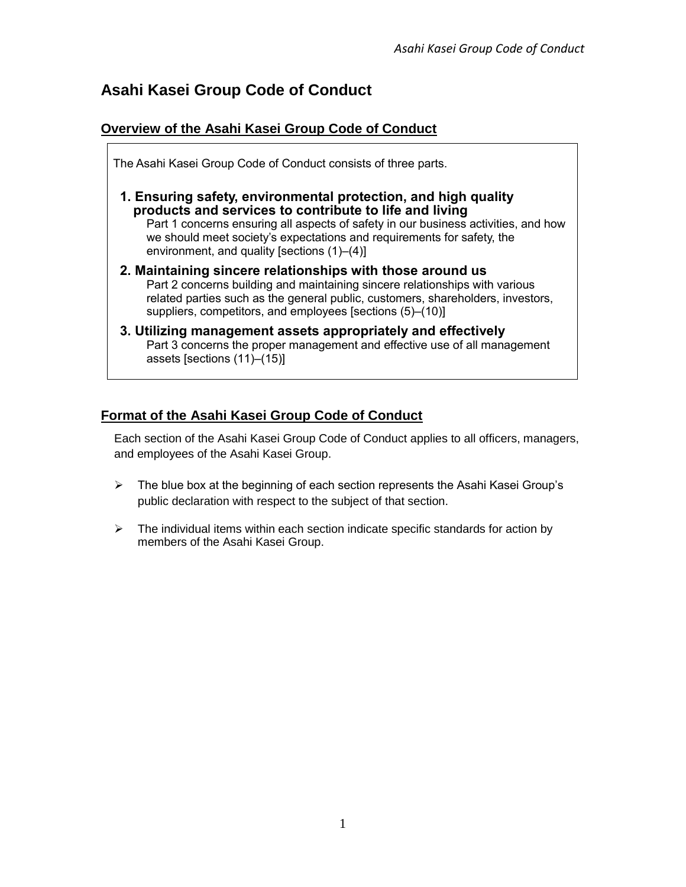# Asahi Kasei Group Code of Conduct

## Overview of the Asahi Kasei Group Code of Conduct

The Asahi Kasei Group Code of Conduct consists of three parts.

1. **Ensuring safety, environmental protection, and high quality products and services to contribute to life and living**
   Part 1 concerns ensuring all aspects of safety in our business activities, and how we should meet society's expectations and requirements for safety, the environment, and quality [sections (1)–(4)]

2. **Maintaining sincere relationships with those around us**
   Part 2 concerns building and maintaining sincere relationships with various related parties such as the general public, customers, shareholders, investors, suppliers, competitors, and employees [sections (5)–(10)]

3. **Utilizing management assets appropriately and effectively**
   Part 3 concerns the proper management and effective use of all management assets [sections (11)–(15)]

## Format of the Asahi Kasei Group Code of Conduct

Each section of the Asahi Kasei Group Code of Conduct applies to all officers, managers, and employees of the Asahi Kasei Group.

- The blue box at the beginning of each section represents the Asahi Kasei Group's public declaration with respect to the subject of that section.

- The individual items within each section indicate specific standards for action by members of the Asahi Kasei Group.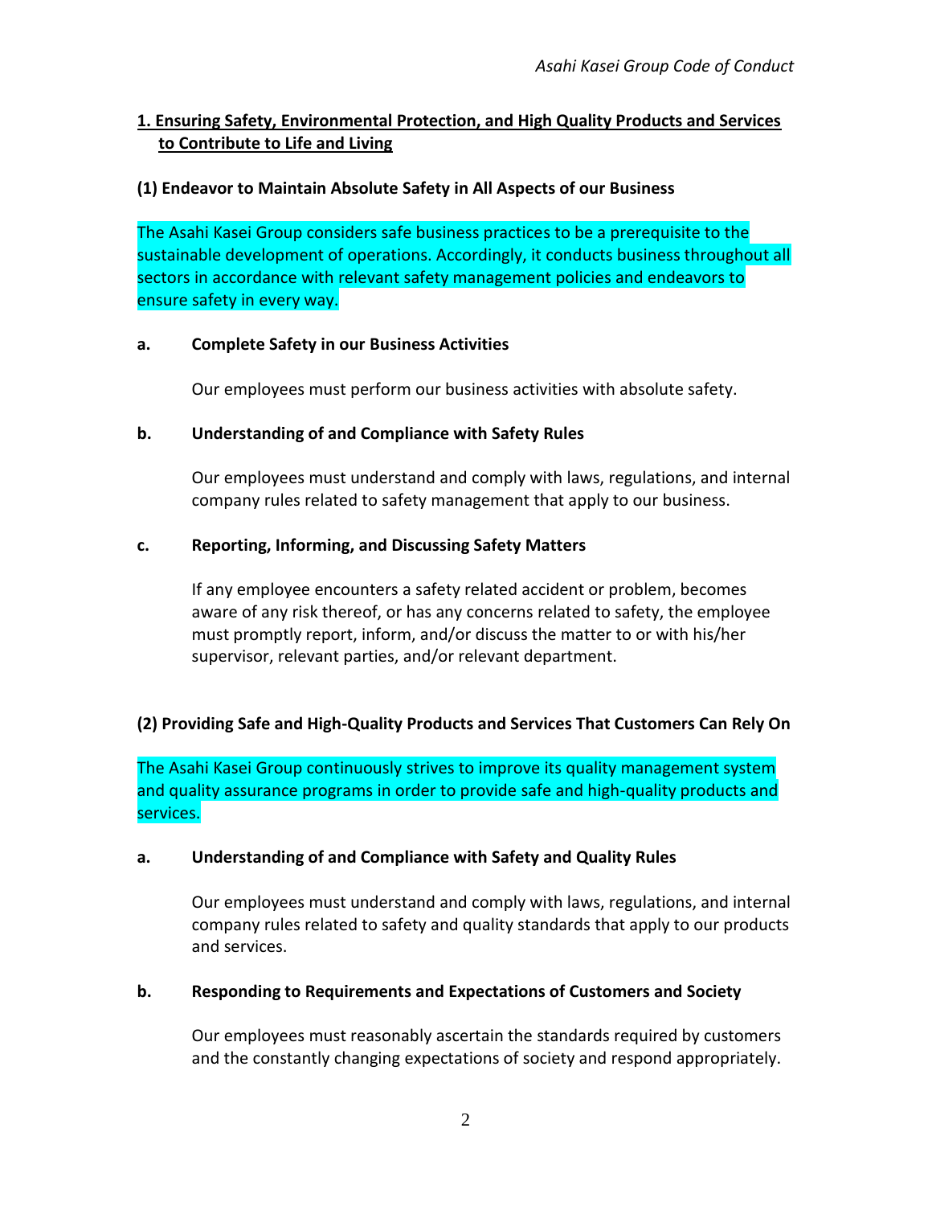## 1. Ensuring Safety, Environmental Protection, and High Quality Products and Services to Contribute to Life and Living

### (1) Endeavor to Maintain Absolute Safety in All Aspects of our Business

The Asahi Kasei Group considers safe business practices to be a prerequisite to the sustainable development of operations. Accordingly, it conducts business throughout all sectors in accordance with relevant safety management policies and endeavors to ensure safety in every way.

**a. Complete Safety in our Business Activities**

Our employees must perform our business activities with absolute safety.

**b. Understanding of and Compliance with Safety Rules**

Our employees must understand and comply with laws, regulations, and internal company rules related to safety management that apply to our business.

**c. Reporting, Informing, and Discussing Safety Matters**

If any employee encounters a safety related accident or problem, becomes aware of any risk thereof, or has any concerns related to safety, the employee must promptly report, inform, and/or discuss the matter to or with his/her supervisor, relevant parties, and/or relevant department.

### (2) Providing Safe and High-Quality Products and Services That Customers Can Rely On

The Asahi Kasei Group continuously strives to improve its quality management system and quality assurance programs in order to provide safe and high-quality products and services.

**a. Understanding of and Compliance with Safety and Quality Rules**

Our employees must understand and comply with laws, regulations, and internal company rules related to safety and quality standards that apply to our products and services.

**b. Responding to Requirements and Expectations of Customers and Society**

Our employees must reasonably ascertain the standards required by customers and the constantly changing expectations of society and respond appropriately.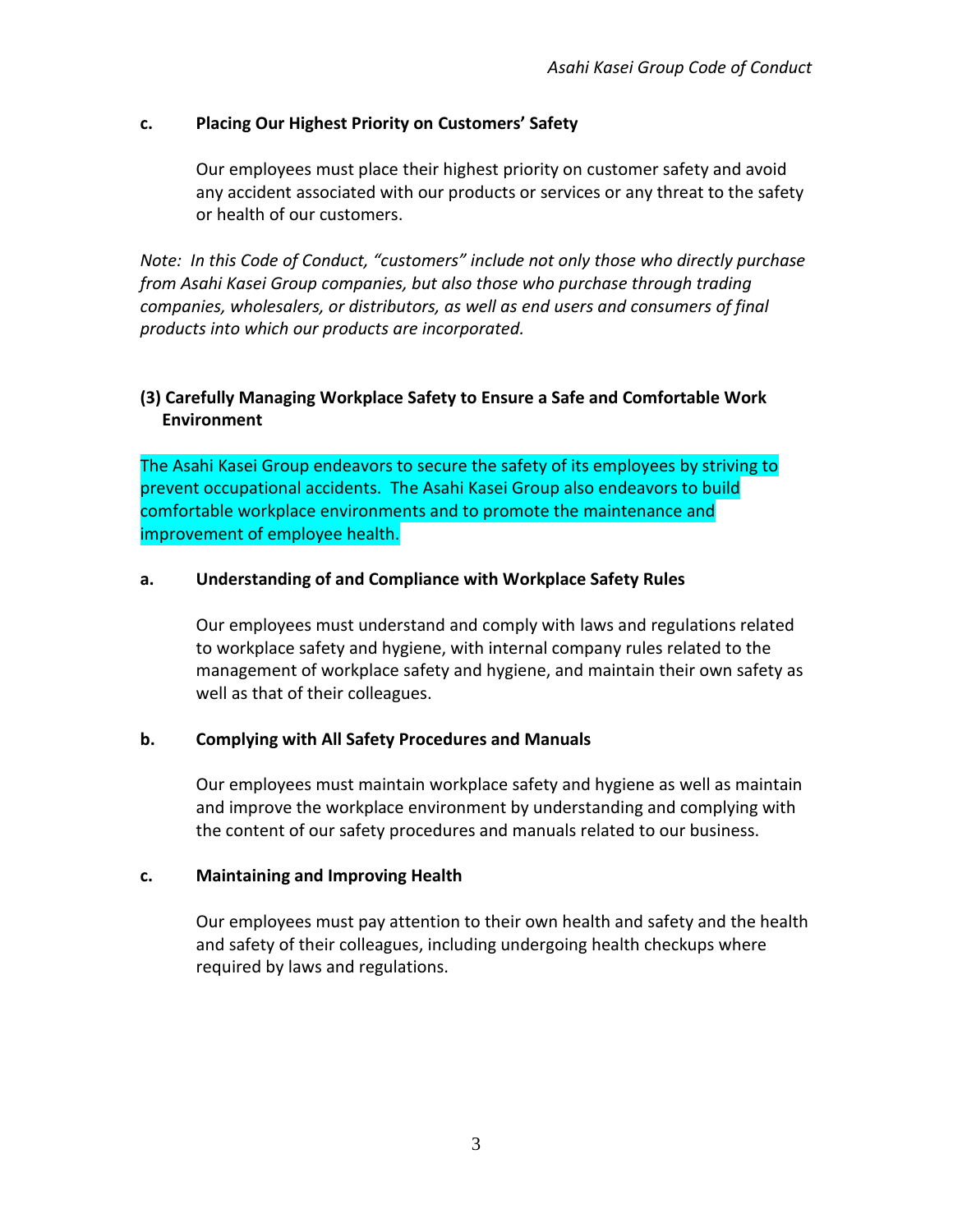#### c. Placing Our Highest Priority on Customers' Safety

Our employees must place their highest priority on customer safety and avoid any accident associated with our products or services or any threat to the safety or health of our customers.

*Note: In this Code of Conduct, "customers" include not only those who directly purchase from Asahi Kasei Group companies, but also those who purchase through trading companies, wholesalers, or distributors, as well as end users and consumers of final products into which our products are incorporated.*

### (3) Carefully Managing Workplace Safety to Ensure a Safe and Comfortable Work Environment

The Asahi Kasei Group endeavors to secure the safety of its employees by striving to prevent occupational accidents. The Asahi Kasei Group also endeavors to build comfortable workplace environments and to promote the maintenance and improvement of employee health.

#### a. Understanding of and Compliance with Workplace Safety Rules

Our employees must understand and comply with laws and regulations related to workplace safety and hygiene, with internal company rules related to the management of workplace safety and hygiene, and maintain their own safety as well as that of their colleagues.

#### b. Complying with All Safety Procedures and Manuals

Our employees must maintain workplace safety and hygiene as well as maintain and improve the workplace environment by understanding and complying with the content of our safety procedures and manuals related to our business.

#### c. Maintaining and Improving Health

Our employees must pay attention to their own health and safety and the health and safety of their colleagues, including undergoing health checkups where required by laws and regulations.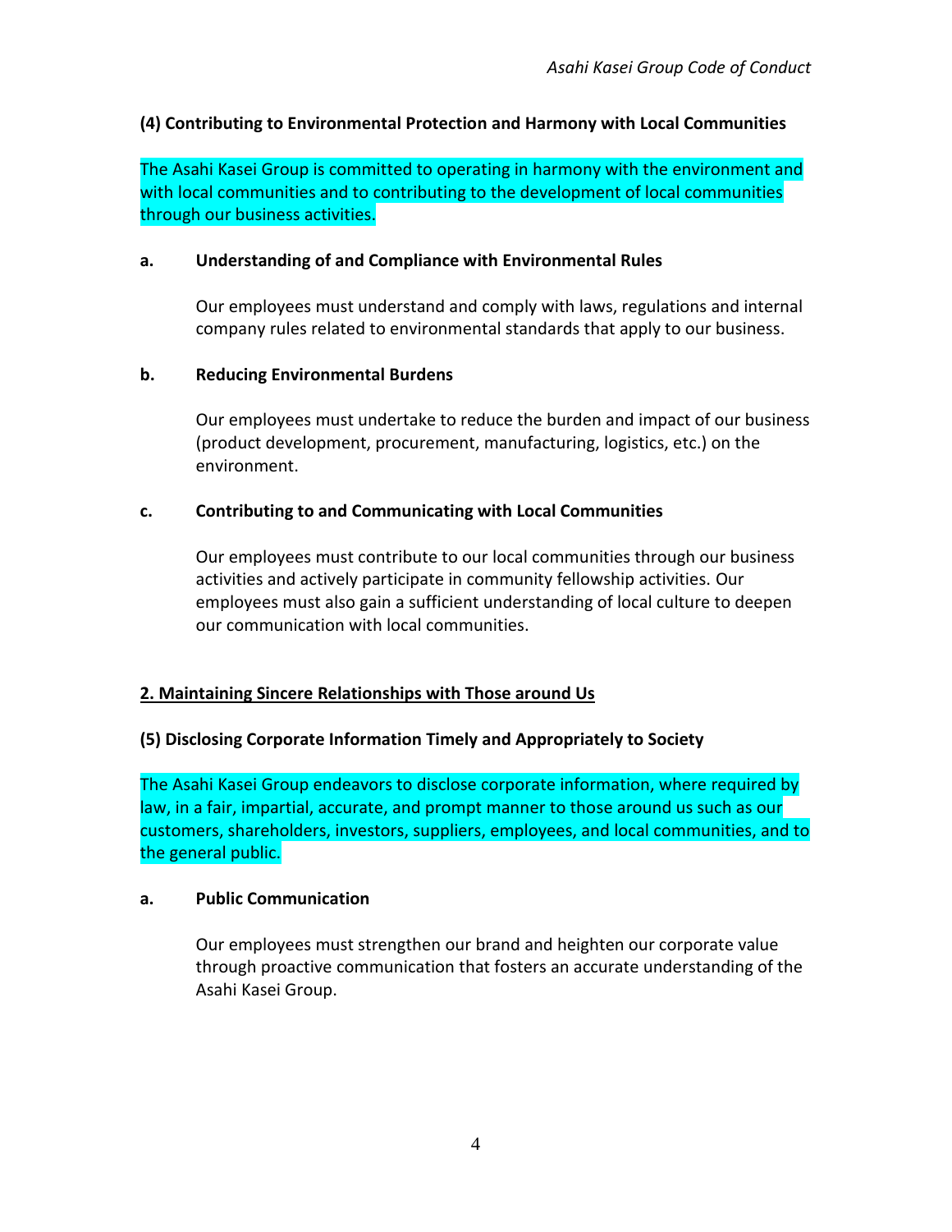### (4) Contributing to Environmental Protection and Harmony with Local Communities

The Asahi Kasei Group is committed to operating in harmony with the environment and with local communities and to contributing to the development of local communities through our business activities.

#### a. Understanding of and Compliance with Environmental Rules

Our employees must understand and comply with laws, regulations and internal company rules related to environmental standards that apply to our business.

#### b. Reducing Environmental Burdens

Our employees must undertake to reduce the burden and impact of our business (product development, procurement, manufacturing, logistics, etc.) on the environment.

#### c. Contributing to and Communicating with Local Communities

Our employees must contribute to our local communities through our business activities and actively participate in community fellowship activities. Our employees must also gain a sufficient understanding of local culture to deepen our communication with local communities.

## 2. Maintaining Sincere Relationships with Those around Us

### (5) Disclosing Corporate Information Timely and Appropriately to Society

The Asahi Kasei Group endeavors to disclose corporate information, where required by law, in a fair, impartial, accurate, and prompt manner to those around us such as our customers, shareholders, investors, suppliers, employees, and local communities, and to the general public.

#### a. Public Communication

Our employees must strengthen our brand and heighten our corporate value through proactive communication that fosters an accurate understanding of the Asahi Kasei Group.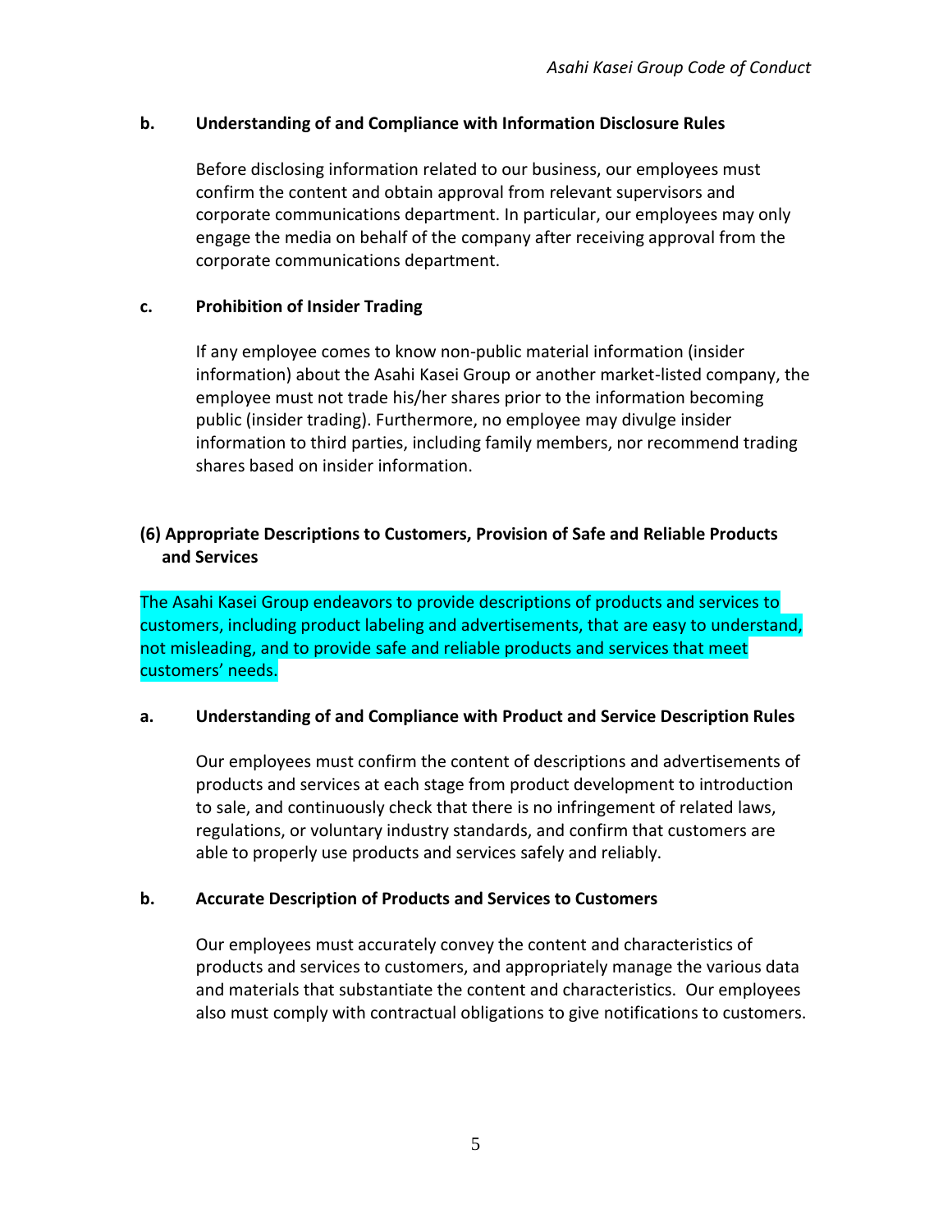**b. Understanding of and Compliance with Information Disclosure Rules**

Before disclosing information related to our business, our employees must confirm the content and obtain approval from relevant supervisors and corporate communications department. In particular, our employees may only engage the media on behalf of the company after receiving approval from the corporate communications department.

**c. Prohibition of Insider Trading**

If any employee comes to know non-public material information (insider information) about the Asahi Kasei Group or another market-listed company, the employee must not trade his/her shares prior to the information becoming public (insider trading). Furthermore, no employee may divulge insider information to third parties, including family members, nor recommend trading shares based on insider information.

### (6) Appropriate Descriptions to Customers, Provision of Safe and Reliable Products and Services

The Asahi Kasei Group endeavors to provide descriptions of products and services to customers, including product labeling and advertisements, that are easy to understand, not misleading, and to provide safe and reliable products and services that meet customers' needs.

**a. Understanding of and Compliance with Product and Service Description Rules**

Our employees must confirm the content of descriptions and advertisements of products and services at each stage from product development to introduction to sale, and continuously check that there is no infringement of related laws, regulations, or voluntary industry standards, and confirm that customers are able to properly use products and services safely and reliably.

**b. Accurate Description of Products and Services to Customers**

Our employees must accurately convey the content and characteristics of products and services to customers, and appropriately manage the various data and materials that substantiate the content and characteristics. Our employees also must comply with contractual obligations to give notifications to customers.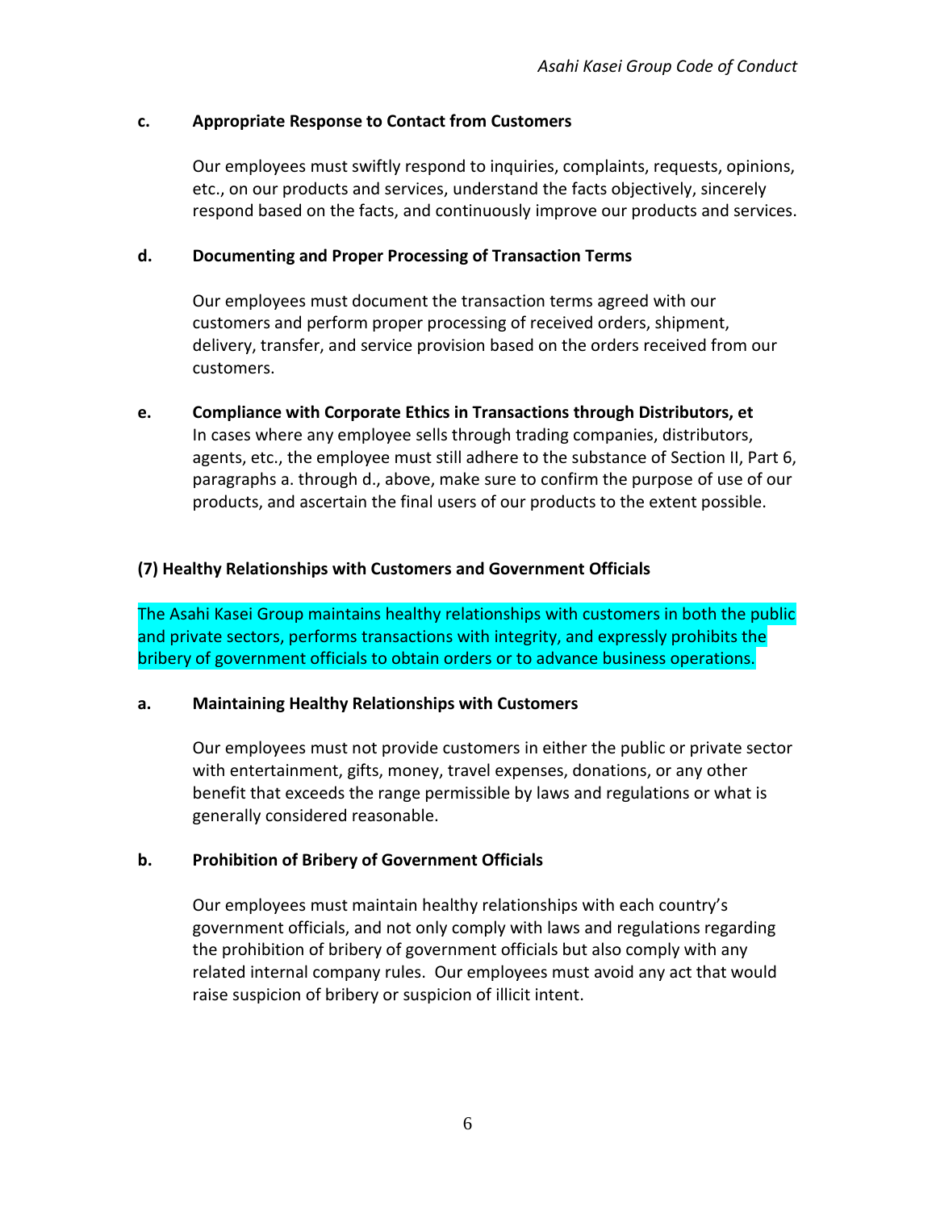**c. Appropriate Response to Contact from Customers**

Our employees must swiftly respond to inquiries, complaints, requests, opinions, etc., on our products and services, understand the facts objectively, sincerely respond based on the facts, and continuously improve our products and services.

**d. Documenting and Proper Processing of Transaction Terms**

Our employees must document the transaction terms agreed with our customers and perform proper processing of received orders, shipment, delivery, transfer, and service provision based on the orders received from our customers.

**e. Compliance with Corporate Ethics in Transactions through Distributors, et**

In cases where any employee sells through trading companies, distributors, agents, etc., the employee must still adhere to the substance of Section II, Part 6, paragraphs a. through d., above, make sure to confirm the purpose of use of our products, and ascertain the final users of our products to the extent possible.

### (7) Healthy Relationships with Customers and Government Officials

The Asahi Kasei Group maintains healthy relationships with customers in both the public and private sectors, performs transactions with integrity, and expressly prohibits the bribery of government officials to obtain orders or to advance business operations.

**a. Maintaining Healthy Relationships with Customers**

Our employees must not provide customers in either the public or private sector with entertainment, gifts, money, travel expenses, donations, or any other benefit that exceeds the range permissible by laws and regulations or what is generally considered reasonable.

**b. Prohibition of Bribery of Government Officials**

Our employees must maintain healthy relationships with each country's government officials, and not only comply with laws and regulations regarding the prohibition of bribery of government officials but also comply with any related internal company rules. Our employees must avoid any act that would raise suspicion of bribery or suspicion of illicit intent.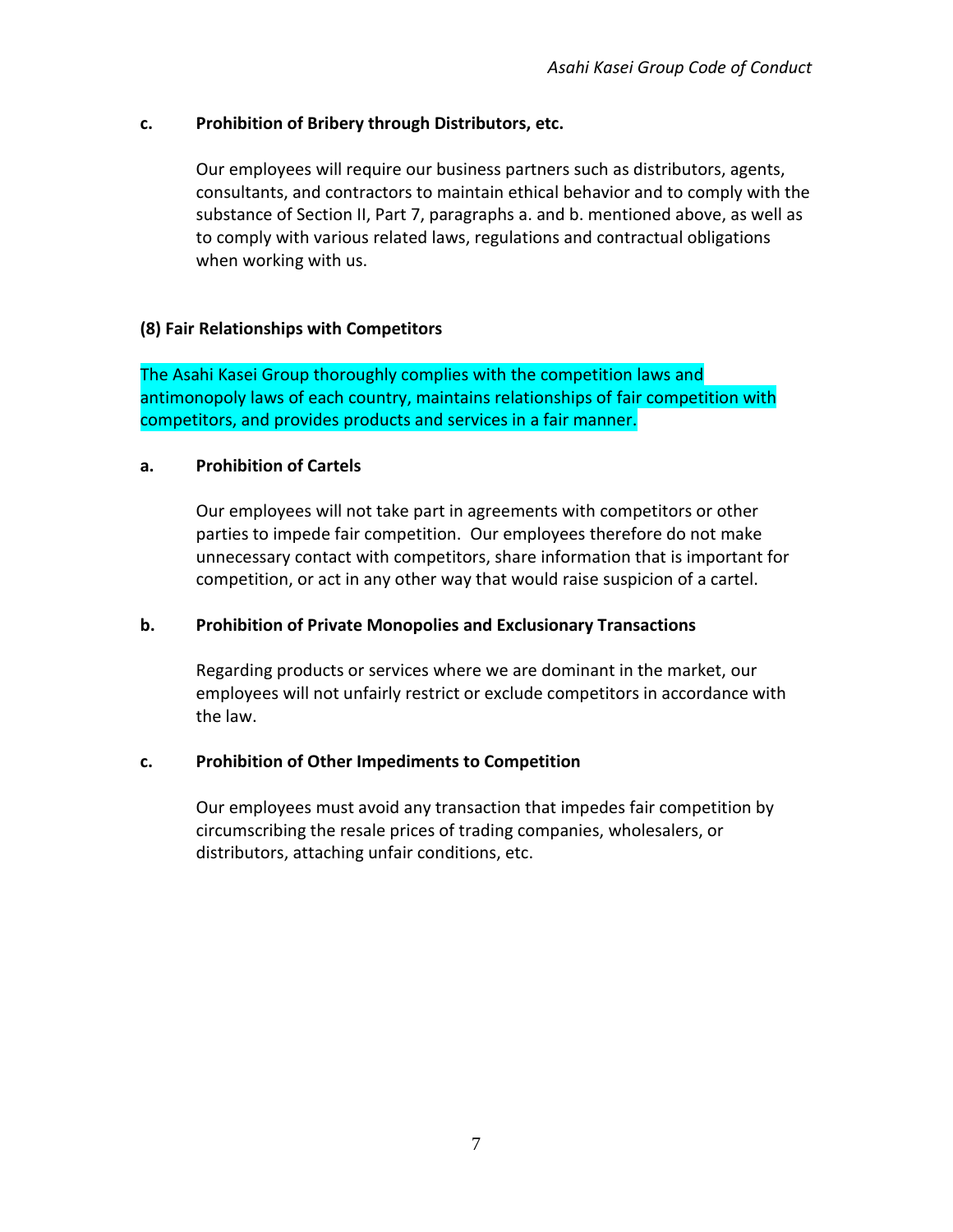**c. Prohibition of Bribery through Distributors, etc.**

Our employees will require our business partners such as distributors, agents, consultants, and contractors to maintain ethical behavior and to comply with the substance of Section II, Part 7, paragraphs a. and b. mentioned above, as well as to comply with various related laws, regulations and contractual obligations when working with us.

### (8) Fair Relationships with Competitors

The Asahi Kasei Group thoroughly complies with the competition laws and antimonopoly laws of each country, maintains relationships of fair competition with competitors, and provides products and services in a fair manner.

**a. Prohibition of Cartels**

Our employees will not take part in agreements with competitors or other parties to impede fair competition. Our employees therefore do not make unnecessary contact with competitors, share information that is important for competition, or act in any other way that would raise suspicion of a cartel.

**b. Prohibition of Private Monopolies and Exclusionary Transactions**

Regarding products or services where we are dominant in the market, our employees will not unfairly restrict or exclude competitors in accordance with the law.

**c. Prohibition of Other Impediments to Competition**

Our employees must avoid any transaction that impedes fair competition by circumscribing the resale prices of trading companies, wholesalers, or distributors, attaching unfair conditions, etc.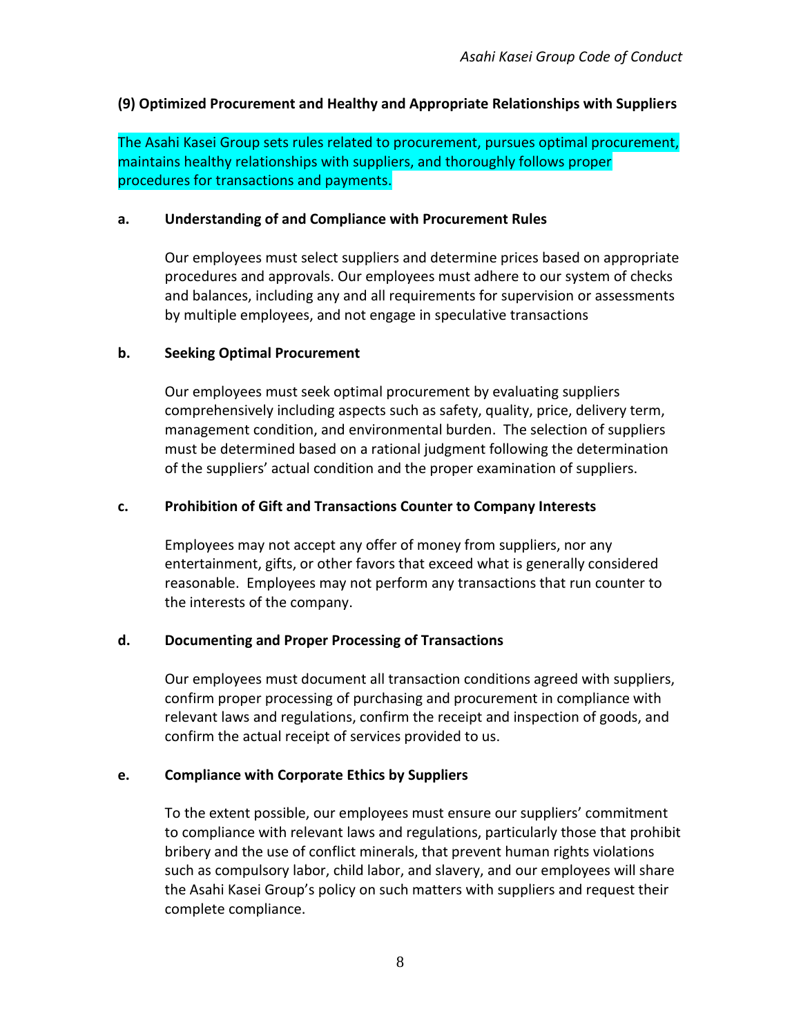### (9) Optimized Procurement and Healthy and Appropriate Relationships with Suppliers

The Asahi Kasei Group sets rules related to procurement, pursues optimal procurement, maintains healthy relationships with suppliers, and thoroughly follows proper procedures for transactions and payments.

#### a. Understanding of and Compliance with Procurement Rules

Our employees must select suppliers and determine prices based on appropriate procedures and approvals. Our employees must adhere to our system of checks and balances, including any and all requirements for supervision or assessments by multiple employees, and not engage in speculative transactions

#### b. Seeking Optimal Procurement

Our employees must seek optimal procurement by evaluating suppliers comprehensively including aspects such as safety, quality, price, delivery term, management condition, and environmental burden. The selection of suppliers must be determined based on a rational judgment following the determination of the suppliers' actual condition and the proper examination of suppliers.

#### c. Prohibition of Gift and Transactions Counter to Company Interests

Employees may not accept any offer of money from suppliers, nor any entertainment, gifts, or other favors that exceed what is generally considered reasonable. Employees may not perform any transactions that run counter to the interests of the company.

#### d. Documenting and Proper Processing of Transactions

Our employees must document all transaction conditions agreed with suppliers, confirm proper processing of purchasing and procurement in compliance with relevant laws and regulations, confirm the receipt and inspection of goods, and confirm the actual receipt of services provided to us.

#### e. Compliance with Corporate Ethics by Suppliers

To the extent possible, our employees must ensure our suppliers' commitment to compliance with relevant laws and regulations, particularly those that prohibit bribery and the use of conflict minerals, that prevent human rights violations such as compulsory labor, child labor, and slavery, and our employees will share the Asahi Kasei Group's policy on such matters with suppliers and request their complete compliance.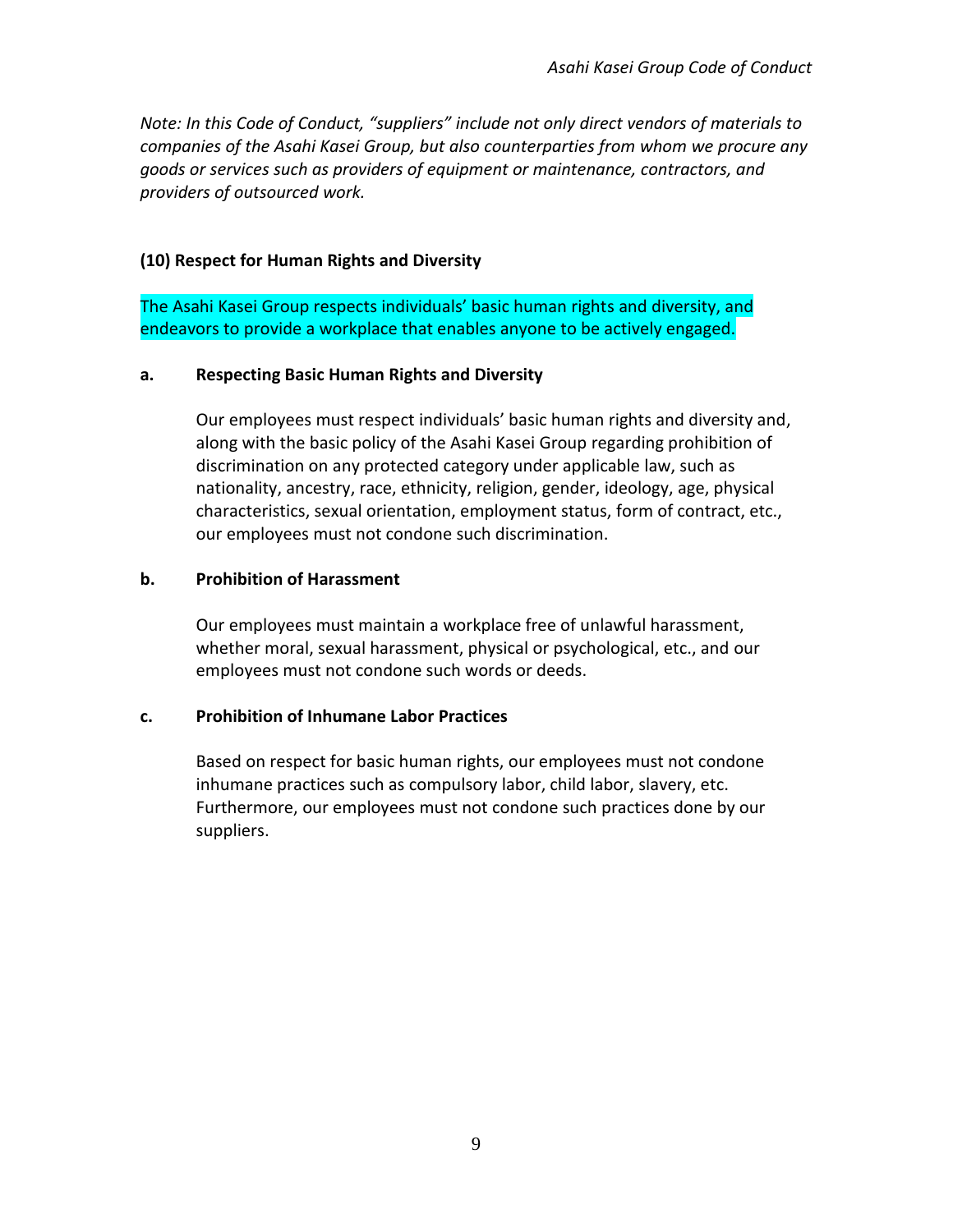*Note: In this Code of Conduct, "suppliers" include not only direct vendors of materials to companies of the Asahi Kasei Group, but also counterparties from whom we procure any goods or services such as providers of equipment or maintenance, contractors, and providers of outsourced work.*

### (10) Respect for Human Rights and Diversity

The Asahi Kasei Group respects individuals' basic human rights and diversity, and endeavors to provide a workplace that enables anyone to be actively engaged.

#### a. Respecting Basic Human Rights and Diversity

Our employees must respect individuals' basic human rights and diversity and, along with the basic policy of the Asahi Kasei Group regarding prohibition of discrimination on any protected category under applicable law, such as nationality, ancestry, race, ethnicity, religion, gender, ideology, age, physical characteristics, sexual orientation, employment status, form of contract, etc., our employees must not condone such discrimination.

#### b. Prohibition of Harassment

Our employees must maintain a workplace free of unlawful harassment, whether moral, sexual harassment, physical or psychological, etc., and our employees must not condone such words or deeds.

#### c. Prohibition of Inhumane Labor Practices

Based on respect for basic human rights, our employees must not condone inhumane practices such as compulsory labor, child labor, slavery, etc. Furthermore, our employees must not condone such practices done by our suppliers.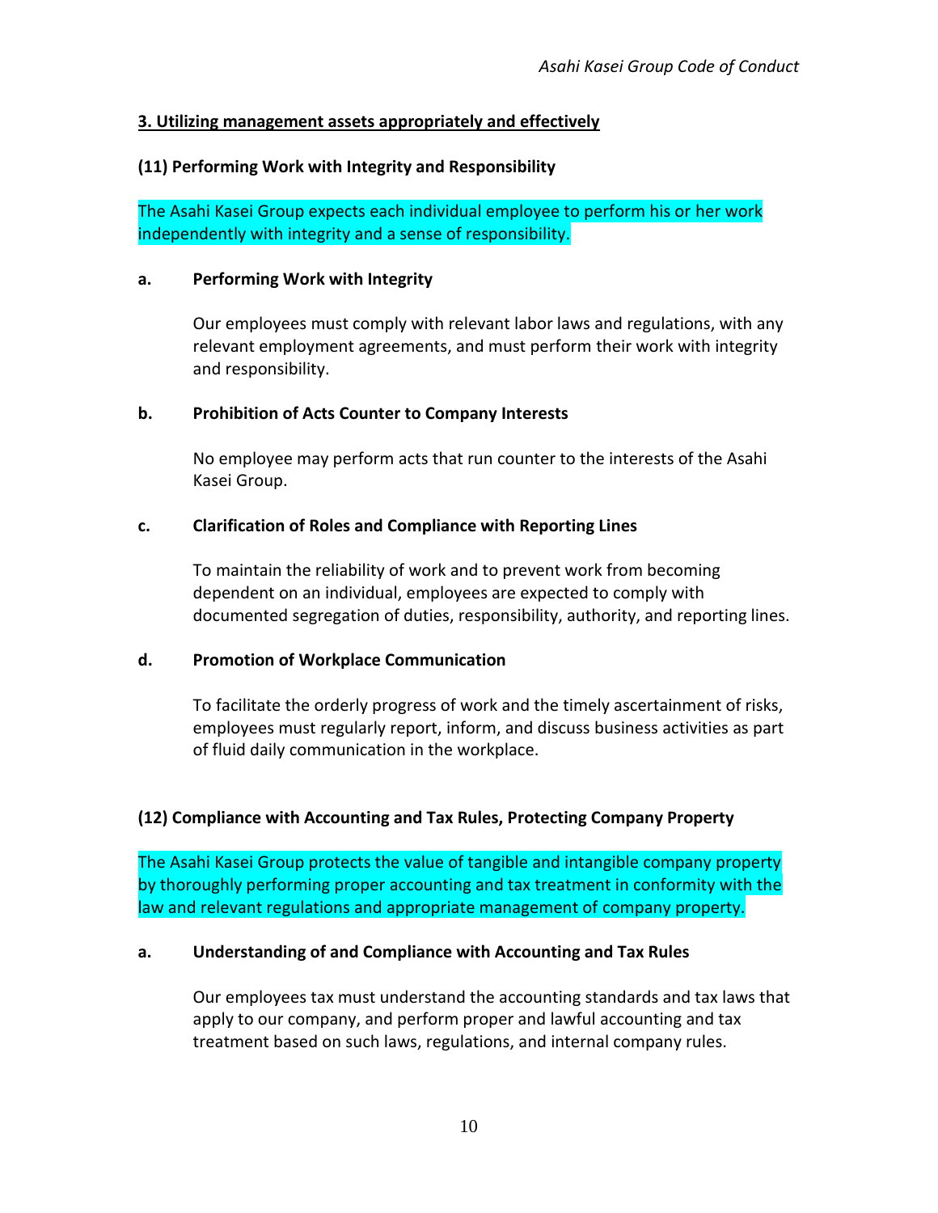### 3. Utilizing management assets appropriately and effectively

#### (11) Performing Work with Integrity and Responsibility

The Asahi Kasei Group expects each individual employee to perform his or her work independently with integrity and a sense of responsibility.

**a. Performing Work with Integrity**

Our employees must comply with relevant labor laws and regulations, with any relevant employment agreements, and must perform their work with integrity and responsibility.

**b. Prohibition of Acts Counter to Company Interests**

No employee may perform acts that run counter to the interests of the Asahi Kasei Group.

**c. Clarification of Roles and Compliance with Reporting Lines**

To maintain the reliability of work and to prevent work from becoming dependent on an individual, employees are expected to comply with documented segregation of duties, responsibility, authority, and reporting lines.

**d. Promotion of Workplace Communication**

To facilitate the orderly progress of work and the timely ascertainment of risks, employees must regularly report, inform, and discuss business activities as part of fluid daily communication in the workplace.

#### (12) Compliance with Accounting and Tax Rules, Protecting Company Property

The Asahi Kasei Group protects the value of tangible and intangible company property by thoroughly performing proper accounting and tax treatment in conformity with the law and relevant regulations and appropriate management of company property.

**a. Understanding of and Compliance with Accounting and Tax Rules**

Our employees tax must understand the accounting standards and tax laws that apply to our company, and perform proper and lawful accounting and tax treatment based on such laws, regulations, and internal company rules.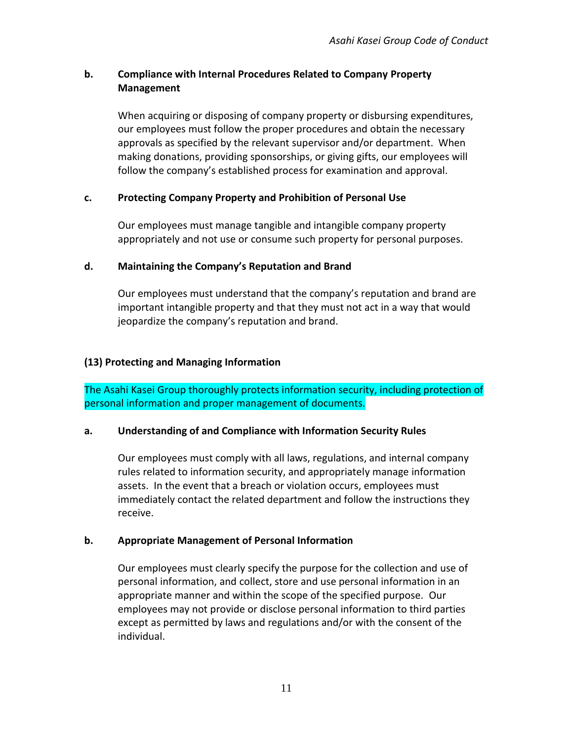#### b. Compliance with Internal Procedures Related to Company Property Management

When acquiring or disposing of company property or disbursing expenditures, our employees must follow the proper procedures and obtain the necessary approvals as specified by the relevant supervisor and/or department. When making donations, providing sponsorships, or giving gifts, our employees will follow the company's established process for examination and approval.

#### c. Protecting Company Property and Prohibition of Personal Use

Our employees must manage tangible and intangible company property appropriately and not use or consume such property for personal purposes.

#### d. Maintaining the Company's Reputation and Brand

Our employees must understand that the company's reputation and brand are important intangible property and that they must not act in a way that would jeopardize the company's reputation and brand.

### (13) Protecting and Managing Information

The Asahi Kasei Group thoroughly protects information security, including protection of personal information and proper management of documents.

#### a. Understanding of and Compliance with Information Security Rules

Our employees must comply with all laws, regulations, and internal company rules related to information security, and appropriately manage information assets. In the event that a breach or violation occurs, employees must immediately contact the related department and follow the instructions they receive.

#### b. Appropriate Management of Personal Information

Our employees must clearly specify the purpose for the collection and use of personal information, and collect, store and use personal information in an appropriate manner and within the scope of the specified purpose. Our employees may not provide or disclose personal information to third parties except as permitted by laws and regulations and/or with the consent of the individual.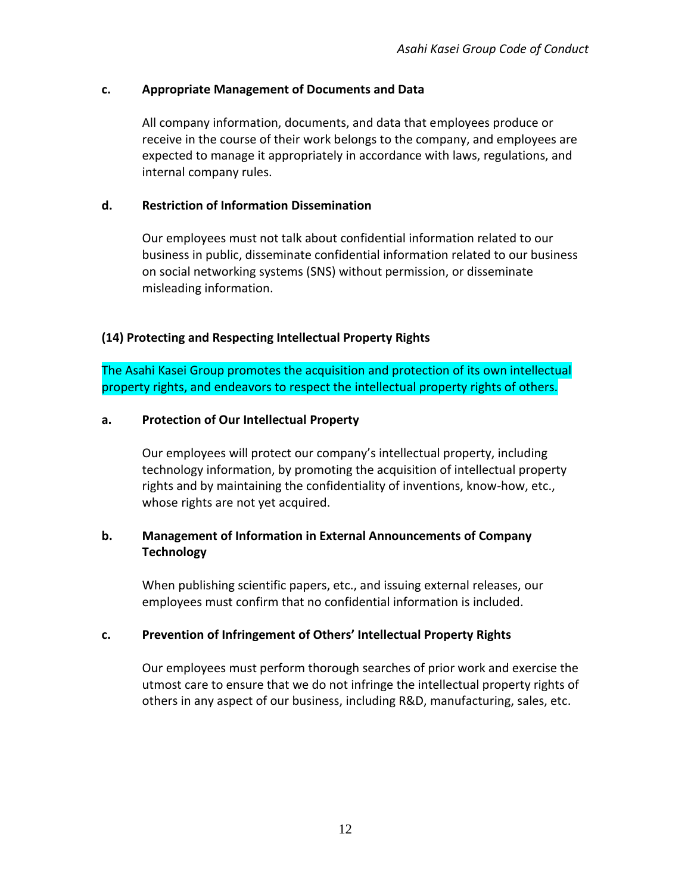#### c. Appropriate Management of Documents and Data

All company information, documents, and data that employees produce or receive in the course of their work belongs to the company, and employees are expected to manage it appropriately in accordance with laws, regulations, and internal company rules.

#### d. Restriction of Information Dissemination

Our employees must not talk about confidential information related to our business in public, disseminate confidential information related to our business on social networking systems (SNS) without permission, or disseminate misleading information.

### (14) Protecting and Respecting Intellectual Property Rights

The Asahi Kasei Group promotes the acquisition and protection of its own intellectual property rights, and endeavors to respect the intellectual property rights of others.

#### a. Protection of Our Intellectual Property

Our employees will protect our company's intellectual property, including technology information, by promoting the acquisition of intellectual property rights and by maintaining the confidentiality of inventions, know-how, etc., whose rights are not yet acquired.

#### b. Management of Information in External Announcements of Company Technology

When publishing scientific papers, etc., and issuing external releases, our employees must confirm that no confidential information is included.

#### c. Prevention of Infringement of Others' Intellectual Property Rights

Our employees must perform thorough searches of prior work and exercise the utmost care to ensure that we do not infringe the intellectual property rights of others in any aspect of our business, including R&D, manufacturing, sales, etc.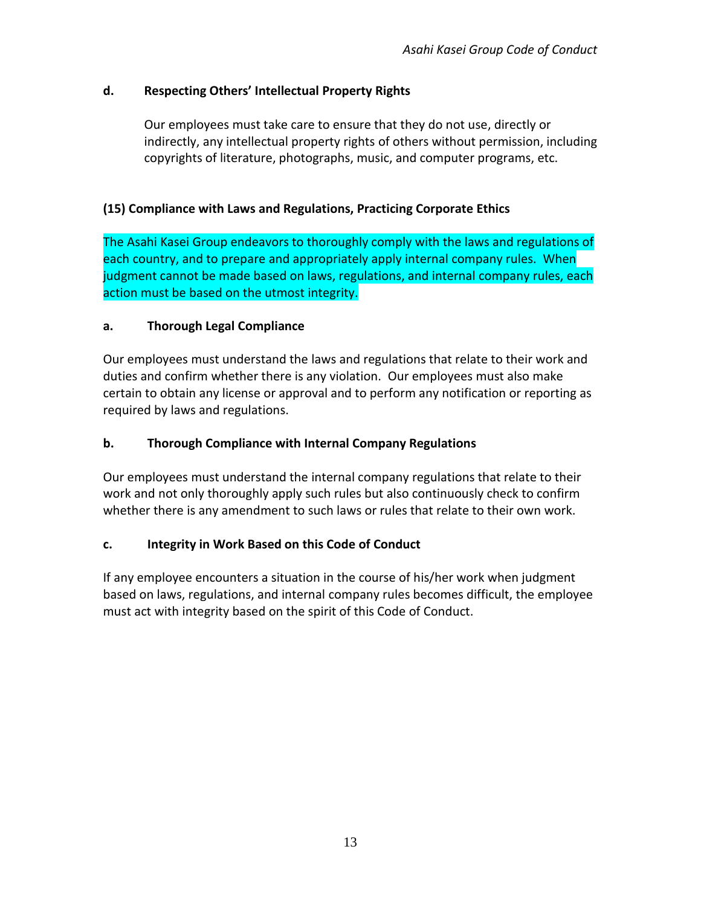**d. Respecting Others' Intellectual Property Rights**

Our employees must take care to ensure that they do not use, directly or indirectly, any intellectual property rights of others without permission, including copyrights of literature, photographs, music, and computer programs, etc.

## (15) Compliance with Laws and Regulations, Practicing Corporate Ethics

The Asahi Kasei Group endeavors to thoroughly comply with the laws and regulations of each country, and to prepare and appropriately apply internal company rules. When judgment cannot be made based on laws, regulations, and internal company rules, each action must be based on the utmost integrity.

**a. Thorough Legal Compliance**

Our employees must understand the laws and regulations that relate to their work and duties and confirm whether there is any violation. Our employees must also make certain to obtain any license or approval and to perform any notification or reporting as required by laws and regulations.

**b. Thorough Compliance with Internal Company Regulations**

Our employees must understand the internal company regulations that relate to their work and not only thoroughly apply such rules but also continuously check to confirm whether there is any amendment to such laws or rules that relate to their own work.

**c. Integrity in Work Based on this Code of Conduct**

If any employee encounters a situation in the course of his/her work when judgment based on laws, regulations, and internal company rules becomes difficult, the employee must act with integrity based on the spirit of this Code of Conduct.